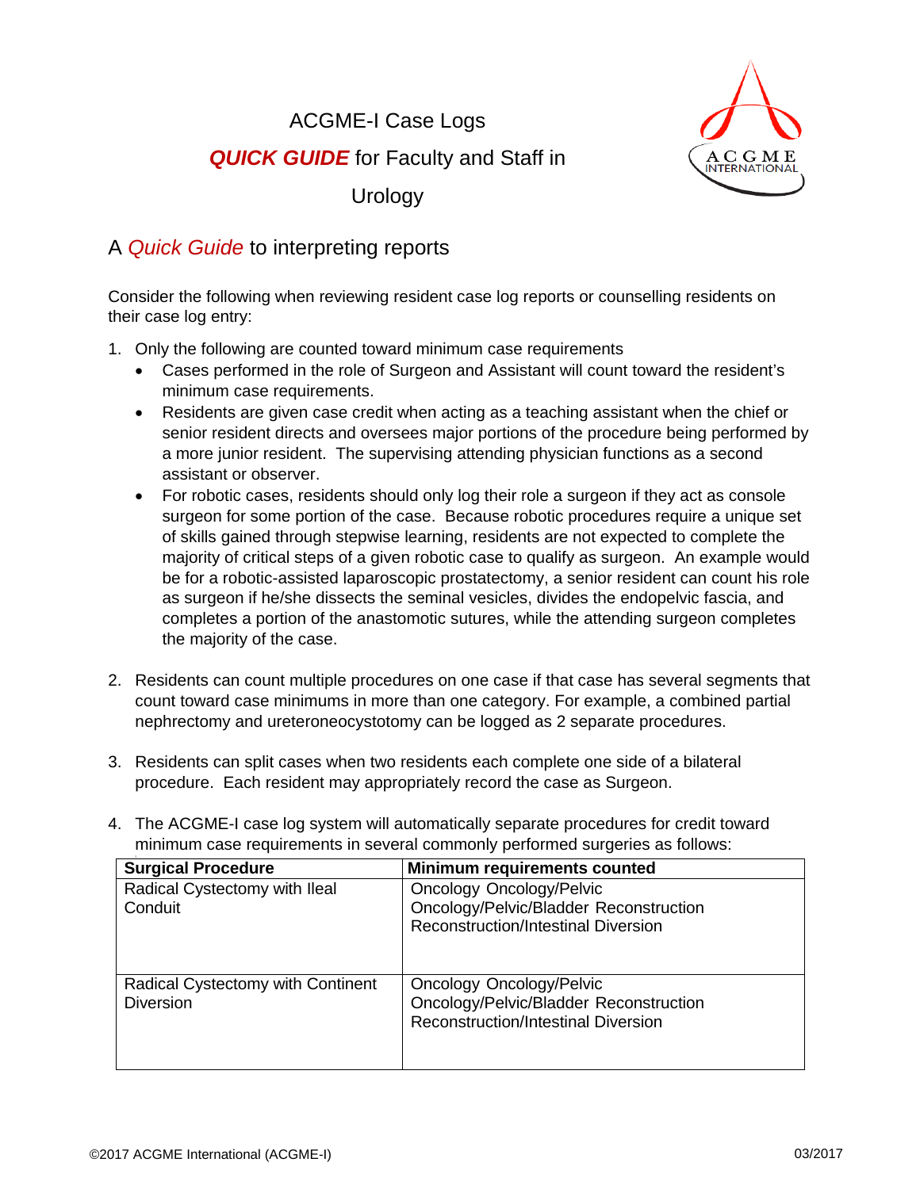# ACGME-I Case Logs

## ***QUICK GUIDE*** for Faculty and Staff in Urology

## A *Quick Guide* to interpreting reports

Consider the following when reviewing resident case log reports or counselling residents on their case log entry:

1. Only the following are counted toward minimum case requirements
   - Cases performed in the role of Surgeon and Assistant will count toward the resident's minimum case requirements.
   - Residents are given case credit when acting as a teaching assistant when the chief or senior resident directs and oversees major portions of the procedure being performed by a more junior resident. The supervising attending physician functions as a second assistant or observer.
   - For robotic cases, residents should only log their role a surgeon if they act as console surgeon for some portion of the case. Because robotic procedures require a unique set of skills gained through stepwise learning, residents are not expected to complete the majority of critical steps of a given robotic case to qualify as surgeon. An example would be for a robotic-assisted laparoscopic prostatectomy, a senior resident can count his role as surgeon if he/she dissects the seminal vesicles, divides the endopelvic fascia, and completes a portion of the anastomotic sutures, while the attending surgeon completes the majority of the case.

2. Residents can count multiple procedures on one case if that case has several segments that count toward case minimums in more than one category. For example, a combined partial nephrectomy and ureteroneocystotomy can be logged as 2 separate procedures.

3. Residents can split cases when two residents each complete one side of a bilateral procedure. Each resident may appropriately record the case as Surgeon.

4. The ACGME-I case log system will automatically separate procedures for credit toward minimum case requirements in several commonly performed surgeries as follows:

| Surgical Procedure | Minimum requirements counted |
|---|---|
| Radical Cystectomy with Ileal Conduit | Oncology Oncology/Pelvic<br>Oncology/Pelvic/Bladder Reconstruction<br>Reconstruction/Intestinal Diversion |
| Radical Cystectomy with Continent Diversion | Oncology Oncology/Pelvic<br>Oncology/Pelvic/Bladder Reconstruction<br>Reconstruction/Intestinal Diversion |

©2017 ACGME International (ACGME-I) 03/2017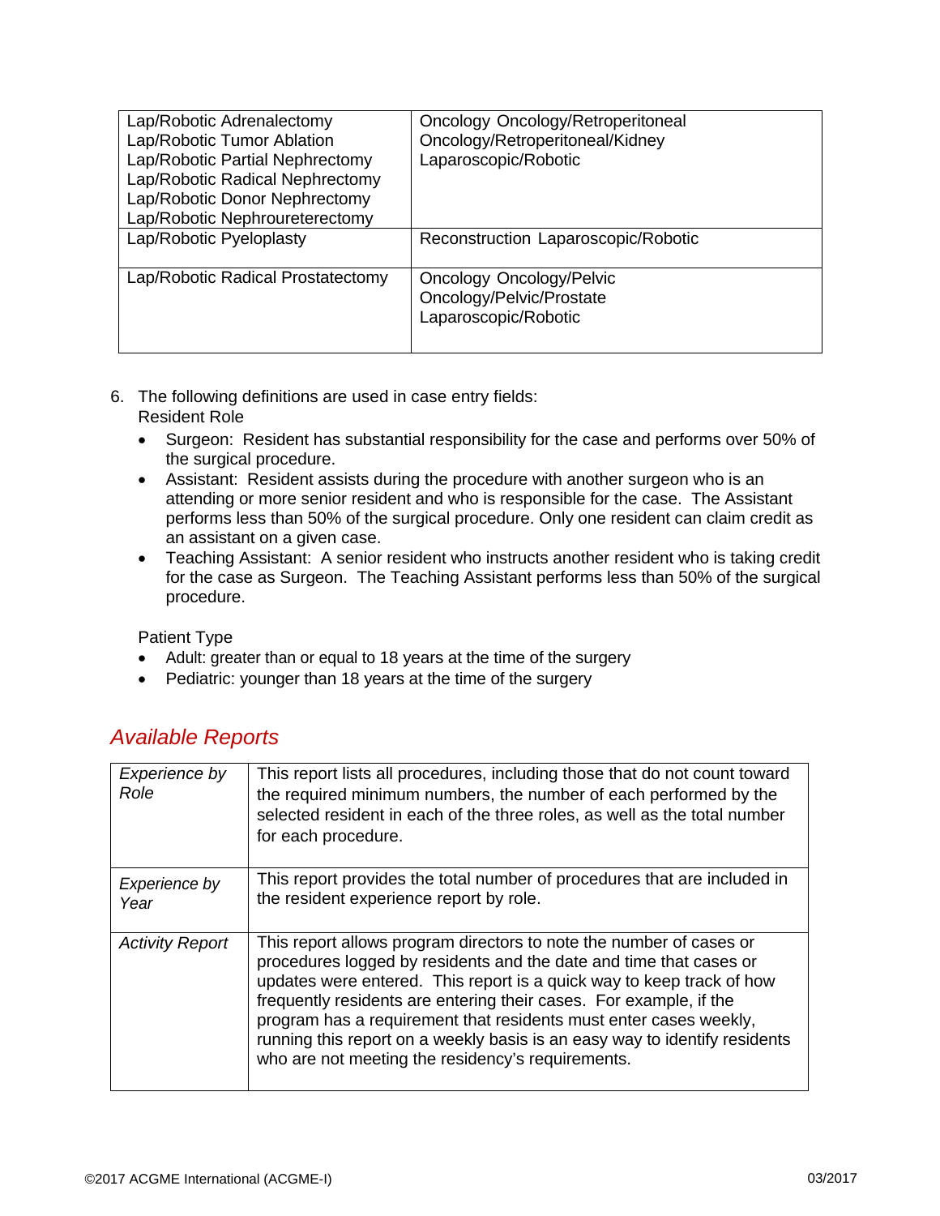| | |
|---|---|
| Lap/Robotic Adrenalectomy<br>Lap/Robotic Tumor Ablation<br>Lap/Robotic Partial Nephrectomy<br>Lap/Robotic Radical Nephrectomy<br>Lap/Robotic Donor Nephrectomy<br>Lap/Robotic Nephroureterectomy | Oncology Oncology/Retroperitoneal<br>Oncology/Retroperitoneal/Kidney<br>Laparoscopic/Robotic |
| Lap/Robotic Pyeloplasty | Reconstruction Laparoscopic/Robotic |
| Lap/Robotic Radical Prostatectomy | Oncology Oncology/Pelvic<br>Oncology/Pelvic/Prostate<br>Laparoscopic/Robotic |

6. The following definitions are used in case entry fields:
   Resident Role
   - Surgeon: Resident has substantial responsibility for the case and performs over 50% of the surgical procedure.
   - Assistant: Resident assists during the procedure with another surgeon who is an attending or more senior resident and who is responsible for the case. The Assistant performs less than 50% of the surgical procedure. Only one resident can claim credit as an assistant on a given case.
   - Teaching Assistant: A senior resident who instructs another resident who is taking credit for the case as Surgeon. The Teaching Assistant performs less than 50% of the surgical procedure.

   Patient Type
   - Adult: greater than or equal to 18 years at the time of the surgery
   - Pediatric: younger than 18 years at the time of the surgery

## *Available Reports*

| | |
|---|---|
| *Experience by Role* | This report lists all procedures, including those that do not count toward the required minimum numbers, the number of each performed by the selected resident in each of the three roles, as well as the total number for each procedure. |
| *Experience by Year* | This report provides the total number of procedures that are included in the resident experience report by role. |
| *Activity Report* | This report allows program directors to note the number of cases or procedures logged by residents and the date and time that cases or updates were entered. This report is a quick way to keep track of how frequently residents are entering their cases. For example, if the program has a requirement that residents must enter cases weekly, running this report on a weekly basis is an easy way to identify residents who are not meeting the residency's requirements. |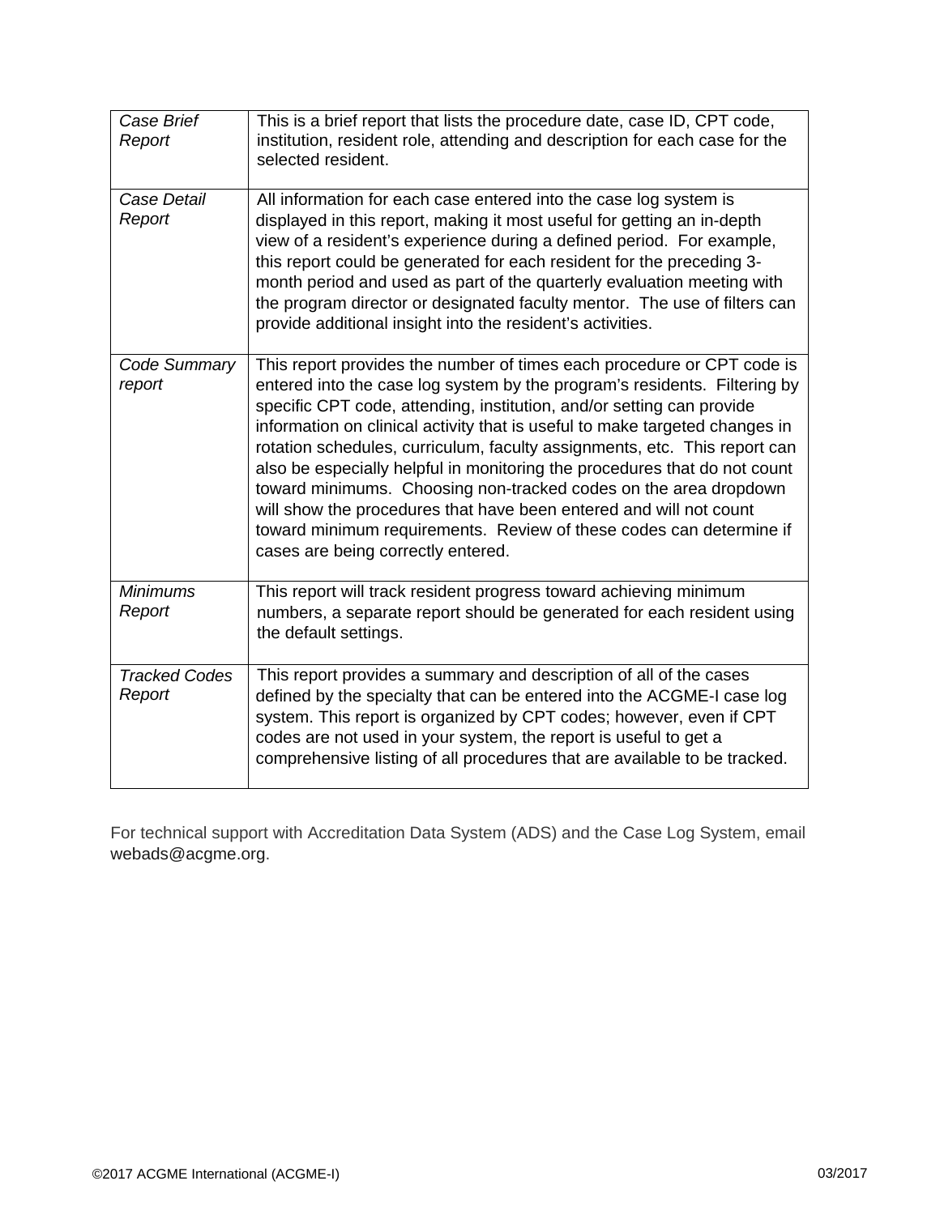| | |
|---|---|
| *Case Brief Report* | This is a brief report that lists the procedure date, case ID, CPT code, institution, resident role, attending and description for each case for the selected resident. |
| *Case Detail Report* | All information for each case entered into the case log system is displayed in this report, making it most useful for getting an in-depth view of a resident's experience during a defined period. For example, this report could be generated for each resident for the preceding 3-month period and used as part of the quarterly evaluation meeting with the program director or designated faculty mentor. The use of filters can provide additional insight into the resident's activities. |
| *Code Summary report* | This report provides the number of times each procedure or CPT code is entered into the case log system by the program's residents. Filtering by specific CPT code, attending, institution, and/or setting can provide information on clinical activity that is useful to make targeted changes in rotation schedules, curriculum, faculty assignments, etc. This report can also be especially helpful in monitoring the procedures that do not count toward minimums. Choosing non-tracked codes on the area dropdown will show the procedures that have been entered and will not count toward minimum requirements. Review of these codes can determine if cases are being correctly entered. |
| *Minimums Report* | This report will track resident progress toward achieving minimum numbers, a separate report should be generated for each resident using the default settings. |
| *Tracked Codes Report* | This report provides a summary and description of all of the cases defined by the specialty that can be entered into the ACGME-I case log system. This report is organized by CPT codes; however, even if CPT codes are not used in your system, the report is useful to get a comprehensive listing of all procedures that are available to be tracked. |

For technical support with Accreditation Data System (ADS) and the Case Log System, email webads@acgme.org.

©2017 ACGME International (ACGME-I) 03/2017